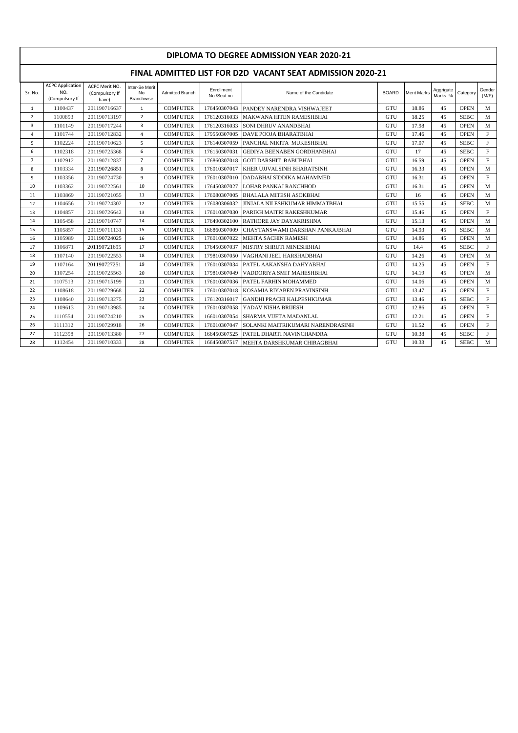# DIPLOMA TO DEGREE ADMISSION YEAR 2020-21

## FINAL ADMITTED LIST FOR D2D VACANT SEAT ADMISSION 2020-21

| Sr. No. | ACPC Application NO. (Compulsory If | ACPC Merit NO. (Compulsory If have) | Inter-Se Merit No Branchwise | Admitted Branch | Enrollment No./Seat no | Name of the Candidate | BOARD | Merit Marks | Aggrigate Marks % | Category | Gender (M/F) |
|---|---|---|---|---|---|---|---|---|---|---|---|
| 1 | 1100437 | 201190716637 | 1 | COMPUTER | 176450307043 | PANDEY NARENDRA VISHWAJEET | GTU | 18.86 | 45 | OPEN | M |
| 2 | 1100893 | 201190713197 | 2 | COMPUTER | 176120316033 | MAKWANA HITEN RAMESHBHAI | GTU | 18.25 | 45 | SEBC | M |
| 3 | 1101149 | 201190717244 | 3 | COMPUTER | 176120316033 | SONI DHRUV ANANDBHAI | GTU | 17.98 | 45 | OPEN | M |
| 4 | 1101744 | 201190712832 | 4 | COMPUTER | 179550307005 | DAVE POOJA BHARATBHAI | GTU | 17.46 | 45 | OPEN | F |
| 5 | 1102224 | 201190710623 | 5 | COMPUTER | 176140307059 | PANCHAL NIKITA MUKESHBHAI | GTU | 17.07 | 45 | SEBC | F |
| 6 | 1102318 | 201190725368 | 6 | COMPUTER | 176150307031 | GEDIYA BEENABEN GORDHANBHAI | GTU | 17 | 45 | SEBC | F |
| 7 | 1102912 | 201190712837 | 7 | COMPUTER | 176860307018 | GOTI DARSHIT BABUBHAI | GTU | 16.59 | 45 | OPEN | F |
| 8 | 1103334 | 201190726851 | 8 | COMPUTER | 176010307017 | KHER UJJVALSINH BHARATSINH | GTU | 16.33 | 45 | OPEN | M |
| 9 | 1103356 | 201190724730 | 9 | COMPUTER | 176010307010 | DADABHAI SIDDIKA MAHAMMED | GTU | 16.31 | 45 | OPEN | F |
| 10 | 1103362 | 201190722561 | 10 | COMPUTER | 176450307027 | LOHAR PANKAJ RANCHHOD | GTU | 16.31 | 45 | OPEN | M |
| 11 | 1103869 | 201190721055 | 11 | COMPUTER | 176080307005 | BHALALA MITESH ASOKBHAI | GTU | 16 | 45 | OPEN | M |
| 12 | 1104656 | 201190724302 | 12 | COMPUTER | 176080306032 | JINJALA NILESHKUMAR HIMMATBHAI | GTU | 15.55 | 45 | SEBC | M |
| 13 | 1104857 | 201190726642 | 13 | COMPUTER | 176010307030 | PARIKH MAITRI RAKESHKUMAR | GTU | 15.46 | 45 | OPEN | F |
| 14 | 1105458 | 201190710747 | 14 | COMPUTER | 176490302100 | RATHORE JAY DAYAKRISHNA | GTU | 15.13 | 45 | OPEN | M |
| 15 | 1105857 | 201190711131 | 15 | COMPUTER | 166860307009 | CHAYTANSWAMI DARSHAN PANKAJBHAI | GTU | 14.93 | 45 | SEBC | M |
| 16 | 1105989 | 201190724025 | 16 | COMPUTER | 176010307022 | MEHTA SACHIN RAMESH | GTU | 14.86 | 45 | OPEN | M |
| 17 | 1106871 | 201190721695 | 17 | COMPUTER | 176450307037 | MISTRY SHRUTI MINESHBHAI | GTU | 14.4 | 45 | SEBC | F |
| 18 | 1107140 | 201190722553 | 18 | COMPUTER | 179810307050 | VAGHANI JEEL HARSHADBHAI | GTU | 14.26 | 45 | OPEN | M |
| 19 | 1107164 | 201190727251 | 19 | COMPUTER | 176010307034 | PATEL AAKANSHA DAHYABHAI | GTU | 14.25 | 45 | OPEN | F |
| 20 | 1107254 | 201190725563 | 20 | COMPUTER | 179810307049 | VADDORIYA SMIT MAHESHBHAI | GTU | 14.19 | 45 | OPEN | M |
| 21 | 1107513 | 201190715199 | 21 | COMPUTER | 176010307036 | PATEL FARHIN MOHAMMED | GTU | 14.06 | 45 | OPEN | M |
| 22 | 1108618 | 201190729668 | 22 | COMPUTER | 176010307018 | KOSAMIA RIYABEN PRAVINSINH | GTU | 13.47 | 45 | OPEN | F |
| 23 | 1108640 | 201190713275 | 23 | COMPUTER | 176120316017 | GANDHI PRACHI KALPESHKUMAR | GTU | 13.46 | 45 | SEBC | F |
| 24 | 1109613 | 201190713985 | 24 | COMPUTER | 176010307058 | YADAV NISHA BRIJESH | GTU | 12.86 | 45 | OPEN | F |
| 25 | 1110554 | 201190724210 | 25 | COMPUTER | 166010307054 | SHARMA VIJETA MADANLAL | GTU | 12.21 | 45 | OPEN | F |
| 26 | 1111312 | 201190729918 | 26 | COMPUTER | 176010307047 | SOLANKI MAITRIKUMARI NARENDRASINH | GTU | 11.52 | 45 | OPEN | F |
| 27 | 1112398 | 201190713380 | 27 | COMPUTER | 166450307525 | PATEL DHARTI NAVINCHANDRA | GTU | 10.38 | 45 | SEBC | F |
| 28 | 1112454 | 201190710333 | 28 | COMPUTER | 166450307517 | MEHTA DARSHKUMAR CHIRAGBHAI | GTU | 10.33 | 45 | SEBC | M |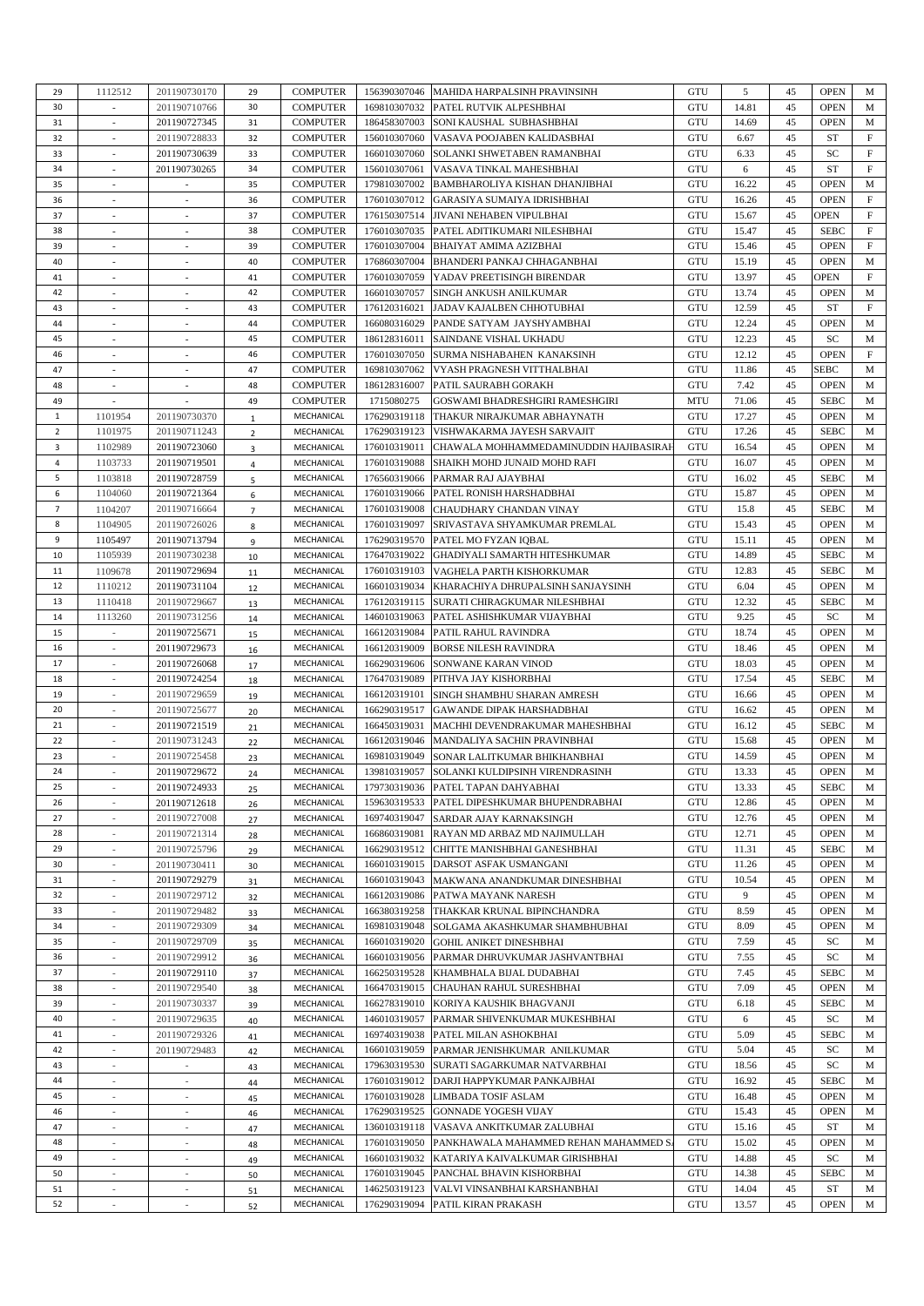| | | | | | | | | | | | |
|---|---|---|---|---|---|---|---|---|---|---|---|
| 29 | 1112512 | 201190730170 | 29 | COMPUTER | 156390307046 | MAHIDA HARPALSINH PRAVINSINH | GTU | 5 | 45 | OPEN | M |
| 30 | - | 201190710766 | 30 | COMPUTER | 169810307032 | PATEL RUTVIK ALPESHBHAI | GTU | 14.81 | 45 | OPEN | M |
| 31 | - | 201190727345 | 31 | COMPUTER | 186458307003 | SONI KAUSHAL SUBHASHBHAI | GTU | 14.69 | 45 | OPEN | M |
| 32 | - | 201190728833 | 32 | COMPUTER | 156010307060 | VASAVA POOJABEN KALIDASBHAI | GTU | 6.67 | 45 | ST | F |
| 33 | - | 201190730639 | 33 | COMPUTER | 166010307060 | SOLANKI SHWETABEN RAMANBHAI | GTU | 6.33 | 45 | SC | F |
| 34 | - | 201190730265 | 34 | COMPUTER | 156010307061 | VASAVA TINKAL MAHESHBHAI | GTU | 6 | 45 | ST | F |
| 35 | - | - | 35 | COMPUTER | 179810307002 | BAMBHAROLIYA KISHAN DHANJIBHAI | GTU | 16.22 | 45 | OPEN | M |
| 36 | - | - | 36 | COMPUTER | 176010307012 | GARASIYA SUMAIYA IDRISHBHAI | GTU | 16.26 | 45 | OPEN | F |
| 37 | - | - | 37 | COMPUTER | 176150307514 | JIVANI NEHABEN VIPULBHAI | GTU | 15.67 | 45 | OPEN | F |
| 38 | - | - | 38 | COMPUTER | 176010307035 | PATEL ADITIKUMARI NILESHBHAI | GTU | 15.47 | 45 | SEBC | F |
| 39 | - | - | 39 | COMPUTER | 176010307004 | BHAIYAT AMIMA AZIZBHAI | GTU | 15.46 | 45 | OPEN | F |
| 40 | - | - | 40 | COMPUTER | 176860307004 | BHANDERI PANKAJ CHHAGANBHAI | GTU | 15.19 | 45 | OPEN | M |
| 41 | - | - | 41 | COMPUTER | 176010307059 | YADAV PREETISINGH BIRENDAR | GTU | 13.97 | 45 | OPEN | F |
| 42 | - | - | 42 | COMPUTER | 166010307057 | SINGH ANKUSH ANILKUMAR | GTU | 13.74 | 45 | OPEN | M |
| 43 | - | - | 43 | COMPUTER | 176120316021 | JADAV KAJALBEN CHHOTUBHAI | GTU | 12.59 | 45 | ST | F |
| 44 | - | - | 44 | COMPUTER | 166080316029 | PANDE SATYAM JAYSHYAMBHAI | GTU | 12.24 | 45 | OPEN | M |
| 45 | - | - | 45 | COMPUTER | 186128316011 | SAINDANE VISHAL UKHADU | GTU | 12.23 | 45 | SC | M |
| 46 | - | - | 46 | COMPUTER | 176010307050 | SURMA NISHABAHEN KANAKSINH | GTU | 12.12 | 45 | OPEN | F |
| 47 | - | - | 47 | COMPUTER | 169810307062 | VYASH PRAGNESH VITTHALBHAI | GTU | 11.86 | 45 | SEBC | M |
| 48 | - | - | 48 | COMPUTER | 186128316007 | PATIL SAURABH GORAKH | GTU | 7.42 | 45 | OPEN | M |
| 49 | - | - | 49 | COMPUTER | 1715080275 | GOSWAMI BHADRESHGIRI RAMESHGIRI | MTU | 71.06 | 45 | SEBC | M |
| 1 | 1101954 | 201190730370 | 1 | MECHANICAL | 176290319118 | THAKUR NIRAJKUMAR ABHAYNATH | GTU | 17.27 | 45 | OPEN | M |
| 2 | 1101975 | 201190711243 | 2 | MECHANICAL | 176290319123 | VISHWAKARMA JAYESH SARVAJIT | GTU | 17.26 | 45 | SEBC | M |
| 3 | 1102989 | 201190723060 | 3 | MECHANICAL | 176010319011 | CHAWALA MOHHAMMEDAMINUDDIN HAJIBASIRAH | GTU | 16.54 | 45 | OPEN | M |
| 4 | 1103733 | 201190719501 | 4 | MECHANICAL | 176010319088 | SHAIKH MOHD JUNAID MOHD RAFI | GTU | 16.07 | 45 | OPEN | M |
| 5 | 1103818 | 201190728759 | 5 | MECHANICAL | 176560319066 | PARMAR RAJ AJAYBHAI | GTU | 16.02 | 45 | SEBC | M |
| 6 | 1104060 | 201190721364 | 6 | MECHANICAL | 176010319066 | PATEL RONISH HARSHADBHAI | GTU | 15.87 | 45 | OPEN | M |
| 7 | 1104207 | 201190716664 | 7 | MECHANICAL | 176010319008 | CHAUDHARY CHANDAN VINAY | GTU | 15.8 | 45 | SEBC | M |
| 8 | 1104905 | 201190726026 | 8 | MECHANICAL | 176010319097 | SRIVASTAVA SHYAMKUMAR PREMLAL | GTU | 15.43 | 45 | OPEN | M |
| 9 | 1105497 | 201190713794 | 9 | MECHANICAL | 176290319570 | PATEL MO FYZAN IQBAL | GTU | 15.11 | 45 | OPEN | M |
| 10 | 1105939 | 201190730238 | 10 | MECHANICAL | 176470319022 | GHADIYALI SAMARTH HITESHKUMAR | GTU | 14.89 | 45 | SEBC | M |
| 11 | 1109678 | 201190729694 | 11 | MECHANICAL | 176010319103 | VAGHELA PARTH KISHORKUMAR | GTU | 12.83 | 45 | SEBC | M |
| 12 | 1110212 | 201190731104 | 12 | MECHANICAL | 166010319034 | KHARACHIYA DHRUPALSINH SANJAYSINH | GTU | 6.04 | 45 | OPEN | M |
| 13 | 1110418 | 201190729667 | 13 | MECHANICAL | 176120319115 | SURATI CHIRAGKUMAR NILESHBHAI | GTU | 12.32 | 45 | SEBC | M |
| 14 | 1113260 | 201190731256 | 14 | MECHANICAL | 146010319063 | PATEL ASHISHKUMAR VIJAYBHAI | GTU | 9.25 | 45 | SC | M |
| 15 | - | 201190725671 | 15 | MECHANICAL | 166120319084 | PATIL RAHUL RAVINDRA | GTU | 18.74 | 45 | OPEN | M |
| 16 | - | 201190729673 | 16 | MECHANICAL | 166120319009 | BORSE NILESH RAVINDRA | GTU | 18.46 | 45 | OPEN | M |
| 17 | - | 201190726068 | 17 | MECHANICAL | 166290319606 | SONWANE KARAN VINOD | GTU | 18.03 | 45 | OPEN | M |
| 18 | - | 201190724254 | 18 | MECHANICAL | 166470319089 | PITHVA JAY KISHORBHAI | GTU | 17.54 | 45 | SEBC | M |
| 19 | - | 201190729659 | 19 | MECHANICAL | 166120319101 | SINGH SHAMBHU SHARAN AMRESH | GTU | 16.66 | 45 | OPEN | M |
| 20 | - | 201190725677 | 20 | MECHANICAL | 166290319517 | GAWANDE DIPAK HARSHADBHAI | GTU | 16.62 | 45 | OPEN | M |
| 21 | - | 201190721519 | 21 | MECHANICAL | 166450319031 | MACHHI DEVENDRAKUMAR MAHESHBHAI | GTU | 16.12 | 45 | SEBC | M |
| 22 | - | 201190731243 | 22 | MECHANICAL | 166120319046 | MANDALIYA SACHIN PRAVINBHAI | GTU | 15.68 | 45 | OPEN | M |
| 23 | - | 201190725458 | 23 | MECHANICAL | 169810319049 | SONAR LALITKUMAR BHIKHANBHAI | GTU | 14.59 | 45 | OPEN | M |
| 24 | - | 201190729672 | 24 | MECHANICAL | 139810319057 | SOLANKI KULDIPSINH VIRENDRASINH | GTU | 13.33 | 45 | OPEN | M |
| 25 | - | 201190724933 | 25 | MECHANICAL | 179730319036 | PATEL TAPAN DAHYABHAI | GTU | 13.33 | 45 | SEBC | M |
| 26 | - | 201190712618 | 26 | MECHANICAL | 159630319533 | PATEL DIPESHKUMAR BHUPENDRABHAI | GTU | 12.86 | 45 | OPEN | M |
| 27 | - | 201190727008 | 27 | MECHANICAL | 169740319047 | SARDAR AJAY KARNAKSINGH | GTU | 12.76 | 45 | OPEN | M |
| 28 | - | 201190721314 | 28 | MECHANICAL | 166860319081 | RAYAN MD ARBAZ MD NAJIMULLAH | GTU | 12.71 | 45 | OPEN | M |
| 29 | - | 201190725796 | 29 | MECHANICAL | 166290319512 | CHITTE MANISHBHAI GANESHBHAI | GTU | 11.31 | 45 | SEBC | M |
| 30 | - | 201190730411 | 30 | MECHANICAL | 166010319015 | DARSOT ASFAK USMANGANI | GTU | 11.26 | 45 | OPEN | M |
| 31 | - | 201190729279 | 31 | MECHANICAL | 166010319043 | MAKWANA ANANDKUMAR DINESHBHAI | GTU | 10.54 | 45 | OPEN | M |
| 32 | - | 201190729712 | 32 | MECHANICAL | 166120319086 | PATWA MAYANK NARESH | GTU | 9 | 45 | OPEN | M |
| 33 | - | 201190729482 | 33 | MECHANICAL | 166380319258 | THAKKAR KRUNAL BIPINCHANDRA | GTU | 8.59 | 45 | OPEN | M |
| 34 | - | 201190729309 | 34 | MECHANICAL | 169810319048 | SOLGAMA AKASHKUMAR SHAMBHUBHAI | GTU | 8.09 | 45 | OPEN | M |
| 35 | - | 201190729709 | 35 | MECHANICAL | 166010319020 | GOHIL ANIKET DINESHBHAI | GTU | 7.59 | 45 | SC | M |
| 36 | - | 201190729912 | 36 | MECHANICAL | 166010319056 | PARMAR DHRUVKUMAR JASHVANTBHAI | GTU | 7.55 | 45 | SC | M |
| 37 | - | 201190729110 | 37 | MECHANICAL | 166250319528 | KHAMBHALA BIJAL DUDABHAI | GTU | 7.45 | 45 | SEBC | M |
| 38 | - | 201190729540 | 38 | MECHANICAL | 166470319015 | CHAUHAN RAHUL SURESHBHAI | GTU | 7.09 | 45 | OPEN | M |
| 39 | - | 201190730337 | 39 | MECHANICAL | 166278319010 | KORIYA KAUSHIK BHAGVANJI | GTU | 6.18 | 45 | SEBC | M |
| 40 | - | 201190729635 | 40 | MECHANICAL | 146010319057 | PARMAR SHIVENKUMAR MUKESHBHAI | GTU | 6 | 45 | SC | M |
| 41 | - | 201190729326 | 41 | MECHANICAL | 169740319038 | PATEL MILAN ASHOKBHAI | GTU | 5.09 | 45 | SEBC | M |
| 42 | - | 201190729483 | 42 | MECHANICAL | 166010319059 | PARMAR JENISHKUMAR ANILKUMAR | GTU | 5.04 | 45 | SC | M |
| 43 | - | - | 43 | MECHANICAL | 179630319530 | SURATI SAGARKUMAR NATVARBHAI | GTU | 18.56 | 45 | SC | M |
| 44 | - | - | 44 | MECHANICAL | 176010319012 | DARJI HAPPYKUMAR PANKAJBHAI | GTU | 16.92 | 45 | SEBC | M |
| 45 | - | - | 45 | MECHANICAL | 176010319028 | LIMBADA TOSIF ASLAM | GTU | 16.48 | 45 | OPEN | M |
| 46 | - | - | 46 | MECHANICAL | 176290319525 | GONNADE YOGESH VIJAY | GTU | 15.43 | 45 | OPEN | M |
| 47 | - | - | 47 | MECHANICAL | 136010319118 | VASAVA ANKITKUMAR ZALUBHAI | GTU | 15.16 | 45 | ST | M |
| 48 | - | - | 48 | MECHANICAL | 176010319050 | PANKHAWALA MAHAMMED REHAN MAHAMMED S | GTU | 15.02 | 45 | OPEN | M |
| 49 | - | - | 49 | MECHANICAL | 166010319032 | KATARIYA KAIVALKUMAR GIRISHBHAI | GTU | 14.88 | 45 | SC | M |
| 50 | - | - | 50 | MECHANICAL | 176010319045 | PANCHAL BHAVIN KISHORBHAI | GTU | 14.38 | 45 | SEBC | M |
| 51 | - | - | 51 | MECHANICAL | 146250319123 | VALVI VINSANBHAI KARSHANBHAI | GTU | 14.04 | 45 | ST | M |
| 52 | - | - | 52 | MECHANICAL | 176290319094 | PATIL KIRAN PRAKASH | GTU | 13.57 | 45 | OPEN | M |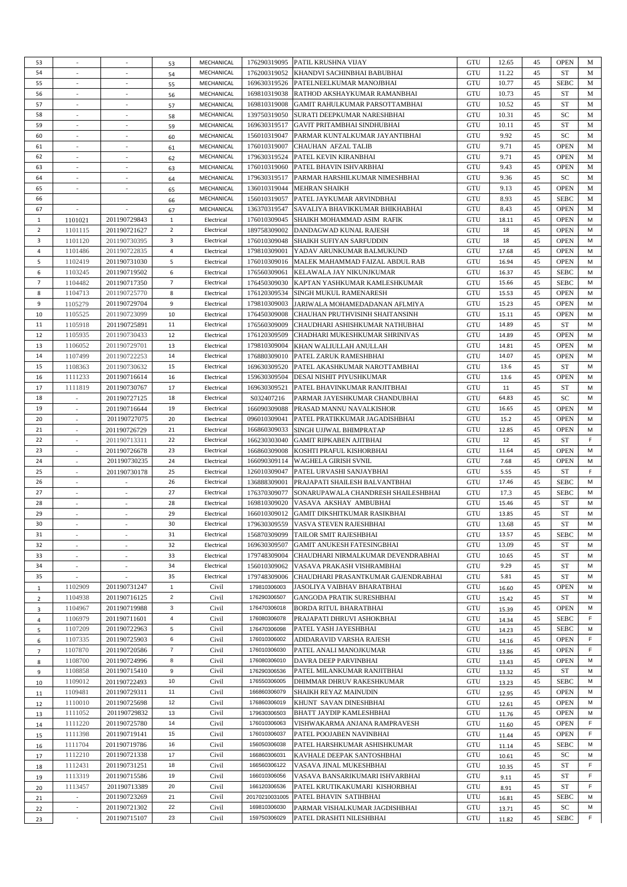| | | | | | | | | | | | |
|---|---|---|---|---|---|---|---|---|---|---|---|
| 53 | - | - | 53 | MECHANICAL | 176290319095 | PATIL KRUSHNA VIJAY | GTU | 12.65 | 45 | OPEN | M |
| 54 | - | - | 54 | MECHANICAL | 176200319052 | KHANDVI SACHINBHAI BABUBHAI | GTU | 11.22 | 45 | ST | M |
| 55 | - | - | 55 | MECHANICAL | 169630319526 | PATELNEELKUMAR MANOJBHAI | GTU | 10.77 | 45 | SEBC | M |
| 56 | - | - | 56 | MECHANICAL | 169810319038 | RATHOD AKSHAYKUMAR RAMANBHAI | GTU | 10.73 | 45 | ST | M |
| 57 | - | - | 57 | MECHANICAL | 169810319008 | GAMIT RAHULKUMAR PARSOTTAMBHAI | GTU | 10.52 | 45 | ST | M |
| 58 | - | - | 58 | MECHANICAL | 139750319050 | SURATI DEEPKUMAR NARESHBHAI | GTU | 10.31 | 45 | SC | M |
| 59 | - | - | 59 | MECHANICAL | 169630319517 | GAVIT PRITAMBHAI SINDHUBHAI | GTU | 10.11 | 45 | ST | M |
| 60 | - | - | 60 | MECHANICAL | 156010319047 | PARMAR KUNTALKUMAR JAYANTIBHAI | GTU | 9.92 | 45 | SC | M |
| 61 | - | - | 61 | MECHANICAL | 176010319007 | CHAUHAN AFZAL TALIB | GTU | 9.71 | 45 | OPEN | M |
| 62 | - | - | 62 | MECHANICAL | 179630319524 | PATEL KEVIN KIRANBHAI | GTU | 9.71 | 45 | OPEN | M |
| 63 | - | - | 63 | MECHANICAL | 176010319060 | PATEL BHAVIN ISHVARBHAI | GTU | 9.43 | 45 | OPEN | M |
| 64 | - | - | 64 | MECHANICAL | 179630319517 | PARMAR HARSHILKUMAR NIMESHBHAI | GTU | 9.36 | 45 | SC | M |
| 65 | - | - | 65 | MECHANICAL | 136010319044 | MEHRAN SHAIKH | GTU | 9.13 | 45 | OPEN | M |
| 66 | | | 66 | MECHANICAL | 156010319057 | PATEL JAYKUMAR ARVINDBHAI | GTU | 8.93 | 45 | SEBC | M |
| 67 | - | - | 67 | MECHANICAL | 136370319547 | SAVALIYA BHAVIKKUMAR BHIKHABHAI | GTU | 8.43 | 45 | OPEN | M |
| 1 | 1101021 | 201190729843 | 1 | Electrical | 176010309045 | SHAIKH MOHAMMAD ASIM RAFIK | GTU | 18.11 | 45 | OPEN | M |
| 2 | 1101115 | 201190721627 | 2 | Electrical | 189758309002 | DANDAGWAD KUNAL RAJESH | GTU | 18 | 45 | OPEN | M |
| 3 | 1101120 | 201190730395 | 3 | Electrical | 176010309048 | SHAIKH SUFIYAN SARFUDDIN | GTU | 18 | 45 | OPEN | M |
| 4 | 1101486 | 201190722835 | 4 | Electrical | 179810309001 | YADAV ARUNKUMAR BALMUKUND | GTU | 17.68 | 45 | OPEN | M |
| 5 | 1102419 | 201190731030 | 5 | Electrical | 176010309016 | MALEK MAHAMMAD FAIZAL ABDUL RAB | GTU | 16.94 | 45 | OPEN | M |
| 6 | 1103245 | 201190719502 | 6 | Electrical | 176560309061 | KELAWALA JAY NIKUNJKUMAR | GTU | 16.37 | 45 | SEBC | M |
| 7 | 1104482 | 201190717350 | 7 | Electrical | 176450309030 | KAPTAN YASHKUMAR KAMLESHKUMAR | GTU | 15.66 | 45 | SEBC | M |
| 8 | 1104713 | 201190725770 | 8 | Electrical | 176120309534 | SINGH MUKUL RAMENARESH | GTU | 15.53 | 45 | OPEN | M |
| 9 | 1105279 | 201190729704 | 9 | Electrical | 179810309003 | JARIWALA MOHAMEDADANAN AFLMIYA | GTU | 15.23 | 45 | OPEN | M |
| 10 | 1105525 | 201190723099 | 10 | Electrical | 176450309008 | CHAUHAN PRUTHVISINH SHAITANSINH | GTU | 15.11 | 45 | OPEN | M |
| 11 | 1105918 | 201190725891 | 11 | Electrical | 176560309009 | CHAUDHARI ASHISHKUMAR NATHUBHAI | GTU | 14.89 | 45 | ST | M |
| 12 | 1105935 | 201190730433 | 12 | Electrical | 176120309509 | CHADHARI MUKESHKUMAR SHRINIVAS | GTU | 14.89 | 45 | OPEN | M |
| 13 | 1106052 | 201190729701 | 13 | Electrical | 179810309004 | KHAN WALIULLAH ANULLAH | GTU | 14.81 | 45 | OPEN | M |
| 14 | 1107499 | 201190722253 | 14 | Electrical | 176880309010 | PATEL ZARUK RAMESHBHAI | GTU | 14.07 | 45 | OPEN | M |
| 15 | 1108363 | 201190730632 | 15 | Electrical | 169630309520 | PATEL AKASHKUMAR NAROTTAMBHAI | GTU | 13.6 | 45 | ST | M |
| 16 | 1111233 | 201190716614 | 16 | Electrical | 159630309504 | DESAI NISHIT PIYUSHKUMAR | GTU | 13.6 | 45 | OPEN | M |
| 17 | 1111819 | 201190730767 | 17 | Electrical | 169630309521 | PATEL BHAVINKUMAR RANJITBHAI | GTU | 11 | 45 | ST | M |
| 18 | - | 201190727125 | 18 | Electrical | S032407216 | PARMAR JAYESHKUMAR CHANDUBHAI | GTU | 64.83 | 45 | SC | M |
| 19 | - | 201190716644 | 19 | Electrical | 166090309088 | PRASAD MANNU NAVALKISHOR | GTU | 16.65 | 45 | OPEN | M |
| 20 | - | 201190727075 | 20 | Electrical | 096010309041 | PATEL PRATIKKUMAR JAGADISHBHAI | GTU | 15.2 | 45 | OPEN | M |
| 21 | - | 201190726729 | 21 | Electrical | 166860309033 | SINGH UJJWAL BHIMPRATAP | GTU | 12.85 | 45 | OPEN | M |
| 22 | - | 201190713311 | 22 | Electrical | 166230303040 | GAMIT RIPKABEN AJITBHAI | GTU | 12 | 45 | ST | F |
| 23 | - | 201190726678 | 23 | Electrical | 166860309008 | KOSHTI PRAFUL KISHORBHAI | GTU | 11.64 | 45 | OPEN | M |
| 24 | - | 201190730235 | 24 | Electrical | 166090309114 | WAGHELA GIRISH SVNIL | GTU | 7.68 | 45 | OPEN | M |
| 25 | - | 201190730178 | 25 | Electrical | 126010309047 | PATEL URVASHI SANJAYBHAI | GTU | 5.55 | 45 | ST | F |
| 26 | - | - | 26 | Electrical | 136888309001 | PRAJAPATI SHAILESH BALVANTBHAI | GTU | 17.46 | 45 | SEBC | M |
| 27 | - | - | 27 | Electrical | 176370309077 | SONARUPAWALA CHANDRESH SHAILESHBHAI | GTU | 17.3 | 45 | SEBC | M |
| 28 | - | - | 28 | Electrical | 169810309020 | VASAVA AKSHAY AMBUBHAI | GTU | 15.46 | 45 | ST | M |
| 29 | - | - | 29 | Electrical | 166010309012 | GAMIT DIKSHITKUMAR RASIKBHAI | GTU | 13.85 | 45 | ST | M |
| 30 | - | - | 30 | Electrical | 179630309559 | VASVA STEVEN RAJESHBHAI | GTU | 13.68 | 45 | ST | M |
| 31 | - | - | 31 | Electrical | 156870309099 | TAILOR SMIT RAJESHBHAI | GTU | 13.57 | 45 | SEBC | M |
| 32 | - | - | 32 | Electrical | 169630309507 | GAMIT ANUKESH FATESINGBHAI | GTU | 13.09 | 45 | ST | M |
| 33 | - | - | 33 | Electrical | 179748309004 | CHAUDHARI NIRMALKUMAR DEVENDRABHAI | GTU | 10.65 | 45 | ST | M |
| 34 | - | - | 34 | Electrical | 156010309062 | VASAVA PRAKASH VISHRAMBHAI | GTU | 9.29 | 45 | ST | M |
| 35 | - | - | 35 | Electrical | 179748309006 | CHAUDHARI PRASANTKUMAR GAJENDRABHAI | GTU | 5.81 | 45 | ST | M |
| 1 | 1102909 | 201190731247 | 1 | Civil | 179810306003 | JASOLIYA VAIBHAV BHARATBHAI | GTU | 16.60 | 45 | OPEN | M |
| 2 | 1104938 | 201190716125 | 2 | Civil | 176290306507 | GANGODA PRATIK SURESHBHAI | GTU | 15.42 | 45 | ST | M |
| 3 | 1104967 | 201190719988 | 3 | Civil | 176470306018 | BORDA RITUL BHARATBHAI | GTU | 15.39 | 45 | OPEN | M |
| 4 | 1106979 | 201190711601 | 4 | Civil | 176080306078 | PRAJAPATI DHRUVI ASHOKBHAI | GTU | 14.34 | 45 | SEBC | F |
| 5 | 1107209 | 201190722963 | 5 | Civil | 176470306098 | PATEL YASH JAYESHBHAI | GTU | 14.23 | 45 | SEBC | M |
| 6 | 1107335 | 201190725903 | 6 | Civil | 176010306002 | ADIDARAVID VARSHA RAJESH | GTU | 14.16 | 45 | OPEN | F |
| 7 | 1107870 | 201190720586 | 7 | Civil | 176010306030 | PATEL ANALI MANOJKUMAR | GTU | 13.86 | 45 | OPEN | F |
| 8 | 1108700 | 201190724996 | 8 | Civil | 176080306010 | DAVRA DEEP PARVINBHAI | GTU | 13.43 | 45 | OPEN | M |
| 9 | 1108858 | 201190715410 | 9 | Civil | 176290306536 | PATEL MILANKUMAR RANJITBHAI | GTU | 13.32 | 45 | ST | M |
| 10 | 1109012 | 201190722493 | 10 | Civil | 176550306005 | DHIMMAR DHRUV RAKESHKUMAR | GTU | 13.23 | 45 | SEBC | M |
| 11 | 1109481 | 201190729311 | 11 | Civil | 166860306079 | SHAIKH REYAZ MAINUDIN | GTU | 12.95 | 45 | OPEN | M |
| 12 | 1110010 | 201190725698 | 12 | Civil | 176860306019 | KHUNT SAVAN DINESHBHAI | GTU | 12.61 | 45 | OPEN | M |
| 13 | 1111052 | 201190729832 | 13 | Civil | 179630306503 | BHATT JAYDIP KAMLESHBHAI | GTU | 11.76 | 45 | OPEN | M |
| 14 | 1111220 | 201190725780 | 14 | Civil | 176010306063 | VISHWAKARMA ANJANA RAMPRAVESH | GTU | 11.60 | 45 | OPEN | F |
| 15 | 1111398 | 201190719141 | 15 | Civil | 176010306037 | PATEL POOJABEN NAVINBHAI | GTU | 11.44 | 45 | OPEN | F |
| 16 | 1111704 | 201190719786 | 16 | Civil | 156050306038 | PATEL HARSHKUMAR ASHISHKUMAR | GTU | 11.14 | 45 | SEBC | M |
| 17 | 1112210 | 201190721338 | 17 | Civil | 166860306031 | KAVHALE DEEPAK SANTOSHBHAI | GTU | 10.61 | 45 | SC | M |
| 18 | 1112431 | 201190731251 | 18 | Civil | 166560306122 | VASAVA JINAL MUKESHBHAI | GTU | 10.35 | 45 | ST | F |
| 19 | 1113319 | 201190715586 | 19 | Civil | 166010306056 | VASAVA BANSARIKUMARI ISHVARBHAI | GTU | 9.11 | 45 | ST | F |
| 20 | 1113457 | 201190713389 | 20 | Civil | 166120306536 | PATEL KRUTIKAKUMARI KISHORBHAI | GTU | 8.91 | 45 | ST | F |
| 21 | - | 201190723269 | 21 | Civil | 201702100031005 | PATEL BHAVIN SATIHBHAI | UTU | 16.81 | 45 | SEBC | M |
| 22 | - | 201190721302 | 22 | Civil | 169810306030 | PARMAR VISHALKUMAR JAGDISHBHAI | GTU | 13.71 | 45 | SC | M |
| 23 | - | 201190715107 | 23 | Civil | 159750306029 | PATEL DRASHTI NILESHBHAI | GTU | 11.82 | 45 | SEBC | F |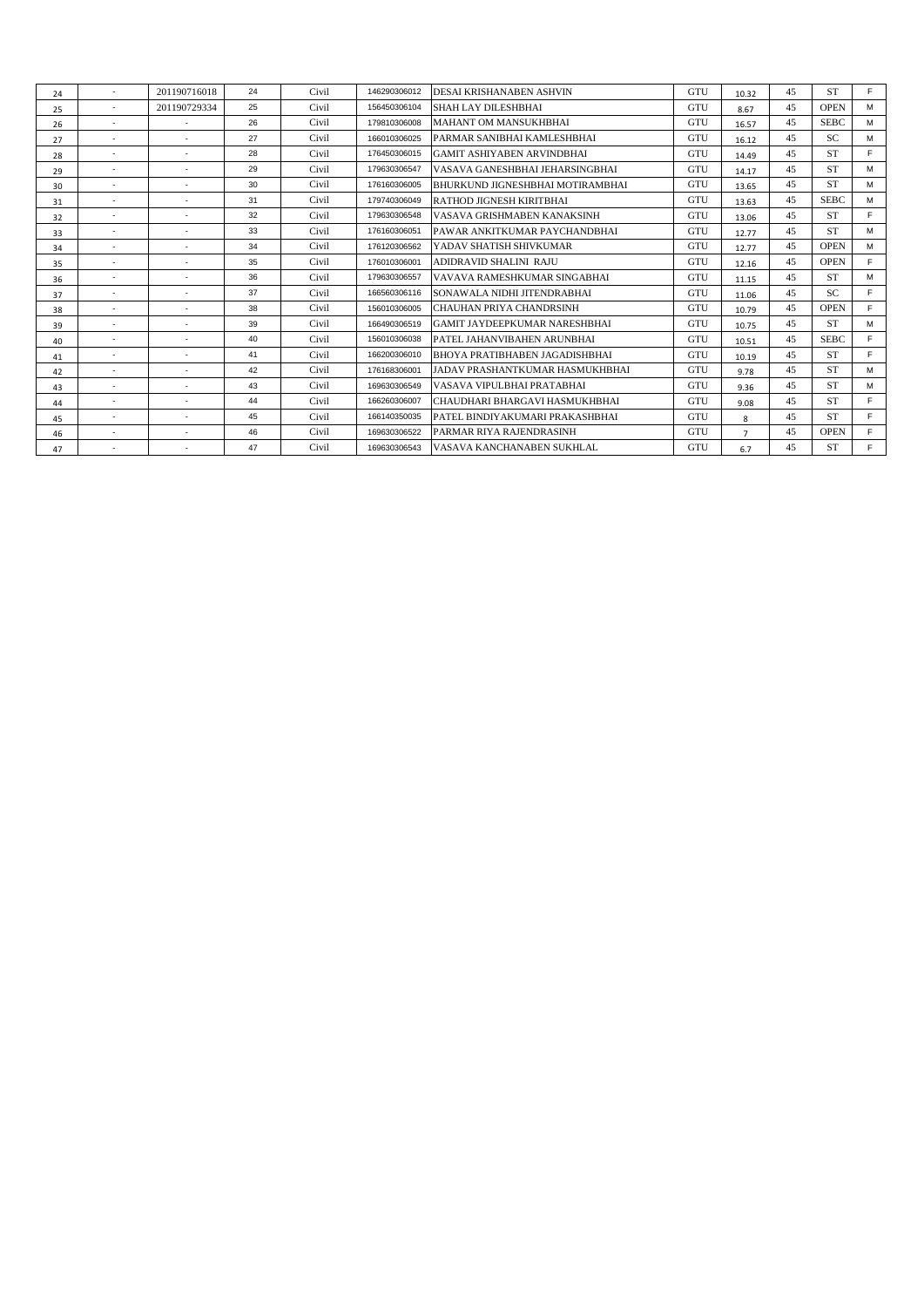| | | | | | | | | | | | | |
|---|---|---|---|---|---|---|---|---|---|---|---|---|
| 24 | - | 201190716018 | 24 | Civil | 146290306012 | DESAI KRISHANABEN ASHVIN | GTU | 10.32 | 45 | ST | F |
| 25 | - | 201190729334 | 25 | Civil | 156450306104 | SHAH LAY DILESHBHAI | GTU | 8.67 | 45 | OPEN | M |
| 26 | - | - | 26 | Civil | 179810306008 | MAHANT OM MANSUKHBHAI | GTU | 16.57 | 45 | SEBC | M |
| 27 | - | - | 27 | Civil | 166010306025 | PARMAR SANIBHAI KAMLESHBHAI | GTU | 16.12 | 45 | SC | M |
| 28 | - | - | 28 | Civil | 176450306015 | GAMIT ASHIYABEN ARVINDBHAI | GTU | 14.49 | 45 | ST | F |
| 29 | - | - | 29 | Civil | 179630306547 | VASAVA GANESHBHAI JEHARSINGBHAI | GTU | 14.17 | 45 | ST | M |
| 30 | - | - | 30 | Civil | 176160306005 | BHURKUND JIGNESHBHAI MOTIRAMBHAI | GTU | 13.65 | 45 | ST | M |
| 31 | - | - | 31 | Civil | 179740306049 | RATHOD JIGNESH KIRITBHAI | GTU | 13.63 | 45 | SEBC | M |
| 32 | - | - | 32 | Civil | 179630306548 | VASAVA GRISHMABEN KANAKSINH | GTU | 13.06 | 45 | ST | F |
| 33 | - | - | 33 | Civil | 176160306051 | PAWAR ANKITKUMAR PAYCHANDBHAI | GTU | 12.77 | 45 | ST | M |
| 34 | - | - | 34 | Civil | 176120306562 | YADAV SHATISH SHIVKUMAR | GTU | 12.77 | 45 | OPEN | M |
| 35 | - | - | 35 | Civil | 176010306001 | ADIDRAVID SHALINI RAJU | GTU | 12.16 | 45 | OPEN | F |
| 36 | - | - | 36 | Civil | 179630306557 | VAVAVA RAMESHKUMAR SINGABHAI | GTU | 11.15 | 45 | ST | M |
| 37 | - | - | 37 | Civil | 166560306116 | SONAWALA NIDHI JITENDRABHAI | GTU | 11.06 | 45 | SC | F |
| 38 | - | - | 38 | Civil | 156010306005 | CHAUHAN PRIYA CHANDRSINH | GTU | 10.79 | 45 | OPEN | F |
| 39 | - | - | 39 | Civil | 166490306519 | GAMIT JAYDEEPKUMAR NARESHBHAI | GTU | 10.75 | 45 | ST | M |
| 40 | - | - | 40 | Civil | 156010306038 | PATEL JAHANVIBAHEN ARUNBHAI | GTU | 10.51 | 45 | SEBC | F |
| 41 | - | - | 41 | Civil | 166200306010 | BHOYA PRATIBHABEN JAGADISHBHAI | GTU | 10.19 | 45 | ST | F |
| 42 | - | - | 42 | Civil | 176168306001 | JADAV PRASHANTKUMAR HASMUKHBHAI | GTU | 9.78 | 45 | ST | M |
| 43 | - | - | 43 | Civil | 169630306549 | VASAVA VIPULBHAI PRATABHAI | GTU | 9.36 | 45 | ST | M |
| 44 | - | - | 44 | Civil | 166260306007 | CHAUDHARI BHARGAVI HASMUKHBHAI | GTU | 9.08 | 45 | ST | F |
| 45 | - | - | 45 | Civil | 166140350035 | PATEL BINDIYAKUMARI PRAKASHBHAI | GTU | 8 | 45 | ST | F |
| 46 | - | - | 46 | Civil | 169630306522 | PARMAR RIYA RAJENDRASINH | GTU | 7 | 45 | OPEN | F |
| 47 | - | - | 47 | Civil | 169630306543 | VASAVA KANCHANABEN SUKHLAL | GTU | 6.7 | 45 | ST | F |